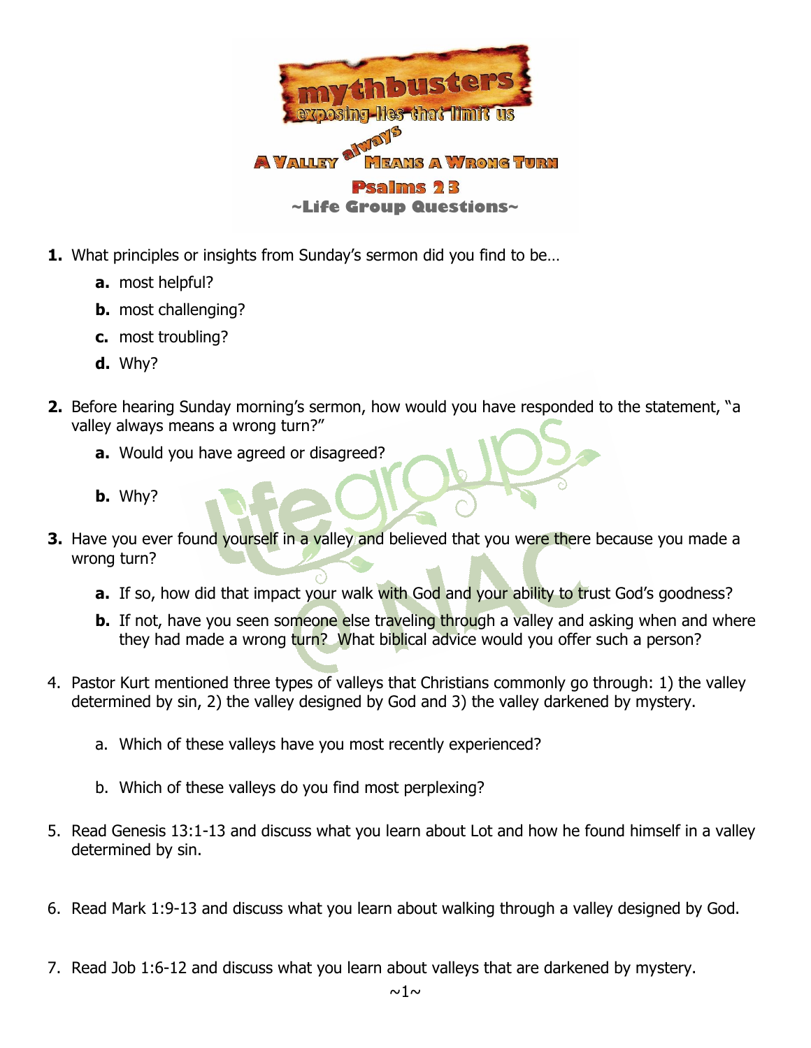# mythbusters

## exposing lies that limit us

## A Valley *always* Means a Wrong Turn

### Psalms 23

### ~Life Group Questions~

1. What principles or insights from Sunday's sermon did you find to be…
   a. most helpful?
   b. most challenging?
   c. most troubling?
   d. Why?

2. Before hearing Sunday morning's sermon, how would you have responded to the statement, "a valley always means a wrong turn?"
   a. Would you have agreed or disagreed?
   b. Why?

3. Have you ever found yourself in a valley and believed that you were there because you made a wrong turn?
   a. If so, how did that impact your walk with God and your ability to trust God's goodness?
   b. If not, have you seen someone else traveling through a valley and asking when and where they had made a wrong turn? What biblical advice would you offer such a person?

4. Pastor Kurt mentioned three types of valleys that Christians commonly go through: 1) the valley determined by sin, 2) the valley designed by God and 3) the valley darkened by mystery.
   a. Which of these valleys have you most recently experienced?
   b. Which of these valleys do you find most perplexing?

5. Read Genesis 13:1-13 and discuss what you learn about Lot and how he found himself in a valley determined by sin.

6. Read Mark 1:9-13 and discuss what you learn about walking through a valley designed by God.

7. Read Job 1:6-12 and discuss what you learn about valleys that are darkened by mystery.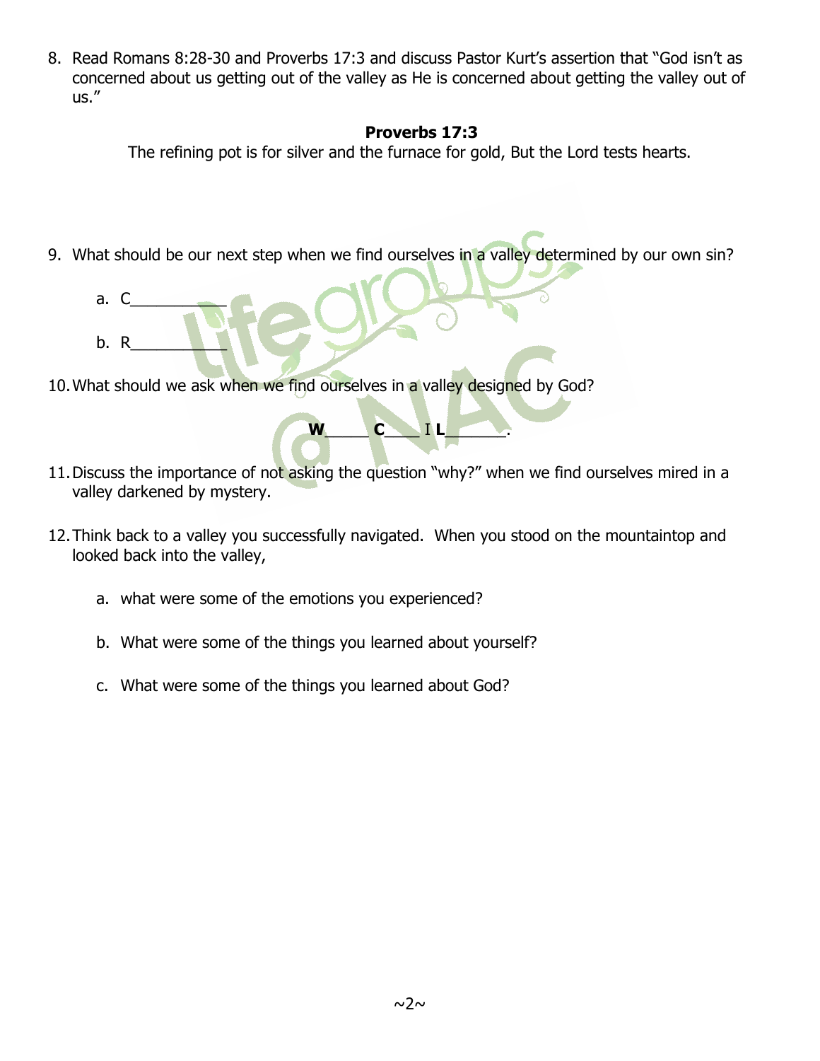8. Read Romans 8:28-30 and Proverbs 17:3 and discuss Pastor Kurt's assertion that "God isn't as concerned about us getting out of the valley as He is concerned about getting the valley out of us."

**Proverbs 17:3**

The refining pot is for silver and the furnace for gold, But the Lord tests hearts.

9. What should be our next step when we find ourselves in a valley determined by our own sin?

    a. C___________

    b. R___________

10. What should we ask when we find ourselves in a valley designed by God?

    **W**_____ **C**____ I **L**_______.

11. Discuss the importance of not asking the question "why?" when we find ourselves mired in a valley darkened by mystery.

12. Think back to a valley you successfully navigated. When you stood on the mountaintop and looked back into the valley,

    a. what were some of the emotions you experienced?

    b. What were some of the things you learned about yourself?

    c. What were some of the things you learned about God?